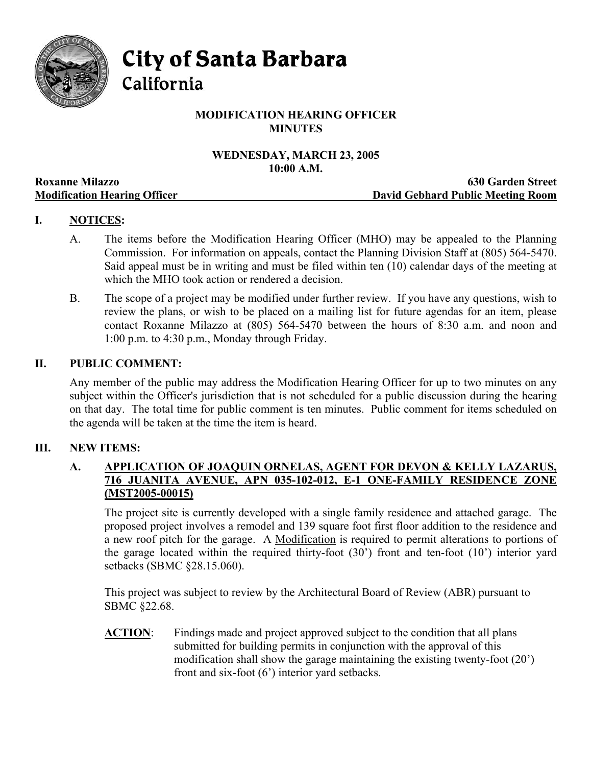# City of Santa Barbara
## California

**MODIFICATION HEARING OFFICER**
**MINUTES**

**WEDNESDAY, MARCH 23, 2005**
**10:00 A.M.**

**Roxanne Milazzo** — **630 Garden Street**
**Modification Hearing Officer** — **David Gebhard Public Meeting Room**

## I. NOTICES:

A. The items before the Modification Hearing Officer (MHO) may be appealed to the Planning Commission. For information on appeals, contact the Planning Division Staff at (805) 564-5470. Said appeal must be in writing and must be filed within ten (10) calendar days of the meeting at which the MHO took action or rendered a decision.

B. The scope of a project may be modified under further review. If you have any questions, wish to review the plans, or wish to be placed on a mailing list for future agendas for an item, please contact Roxanne Milazzo at (805) 564-5470 between the hours of 8:30 a.m. and noon and 1:00 p.m. to 4:30 p.m., Monday through Friday.

## II. PUBLIC COMMENT:

Any member of the public may address the Modification Hearing Officer for up to two minutes on any subject within the Officer's jurisdiction that is not scheduled for a public discussion during the hearing on that day. The total time for public comment is ten minutes. Public comment for items scheduled on the agenda will be taken at the time the item is heard.

## III. NEW ITEMS:

### A. APPLICATION OF JOAQUIN ORNELAS, AGENT FOR DEVON & KELLY LAZARUS, 716 JUANITA AVENUE, APN 035-102-012, E-1 ONE-FAMILY RESIDENCE ZONE (MST2005-00015)

The project site is currently developed with a single family residence and attached garage. The proposed project involves a remodel and 139 square foot first floor addition to the residence and a new roof pitch for the garage. A Modification is required to permit alterations to portions of the garage located within the required thirty-foot (30') front and ten-foot (10') interior yard setbacks (SBMC §28.15.060).

This project was subject to review by the Architectural Board of Review (ABR) pursuant to SBMC §22.68.

**ACTION**: Findings made and project approved subject to the condition that all plans submitted for building permits in conjunction with the approval of this modification shall show the garage maintaining the existing twenty-foot (20') front and six-foot (6') interior yard setbacks.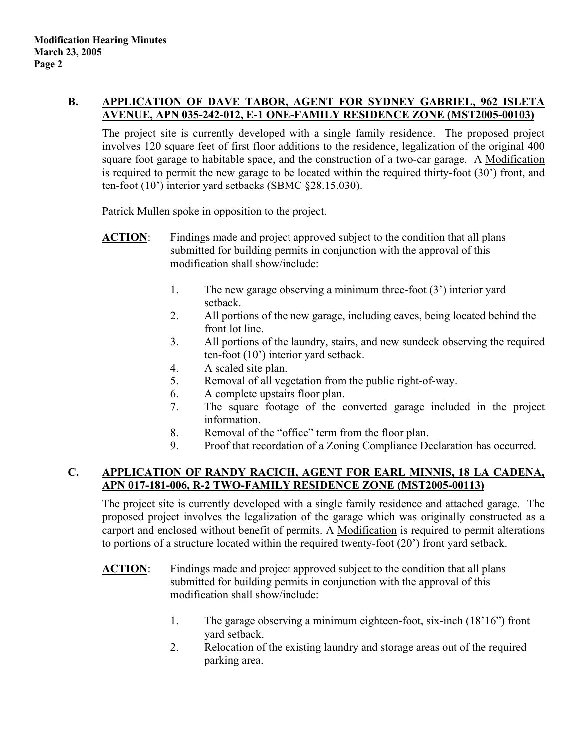**B. APPLICATION OF DAVE TABOR, AGENT FOR SYDNEY GABRIEL, 962 ISLETA AVENUE, APN 035-242-012, E-1 ONE-FAMILY RESIDENCE ZONE (MST2005-00103)**

The project site is currently developed with a single family residence. The proposed project involves 120 square feet of first floor additions to the residence, legalization of the original 400 square foot garage to habitable space, and the construction of a two-car garage. A Modification is required to permit the new garage to be located within the required thirty-foot (30') front, and ten-foot (10') interior yard setbacks (SBMC §28.15.030).

Patrick Mullen spoke in opposition to the project.

**ACTION**: Findings made and project approved subject to the condition that all plans submitted for building permits in conjunction with the approval of this modification shall show/include:

1. The new garage observing a minimum three-foot (3') interior yard setback.
2. All portions of the new garage, including eaves, being located behind the front lot line.
3. All portions of the laundry, stairs, and new sundeck observing the required ten-foot (10') interior yard setback.
4. A scaled site plan.
5. Removal of all vegetation from the public right-of-way.
6. A complete upstairs floor plan.
7. The square footage of the converted garage included in the project information.
8. Removal of the "office" term from the floor plan.
9. Proof that recordation of a Zoning Compliance Declaration has occurred.

**C. APPLICATION OF RANDY RACICH, AGENT FOR EARL MINNIS, 18 LA CADENA, APN 017-181-006, R-2 TWO-FAMILY RESIDENCE ZONE (MST2005-00113)**

The project site is currently developed with a single family residence and attached garage. The proposed project involves the legalization of the garage which was originally constructed as a carport and enclosed without benefit of permits. A Modification is required to permit alterations to portions of a structure located within the required twenty-foot (20') front yard setback.

**ACTION**: Findings made and project approved subject to the condition that all plans submitted for building permits in conjunction with the approval of this modification shall show/include:

1. The garage observing a minimum eighteen-foot, six-inch (18'16") front yard setback.
2. Relocation of the existing laundry and storage areas out of the required parking area.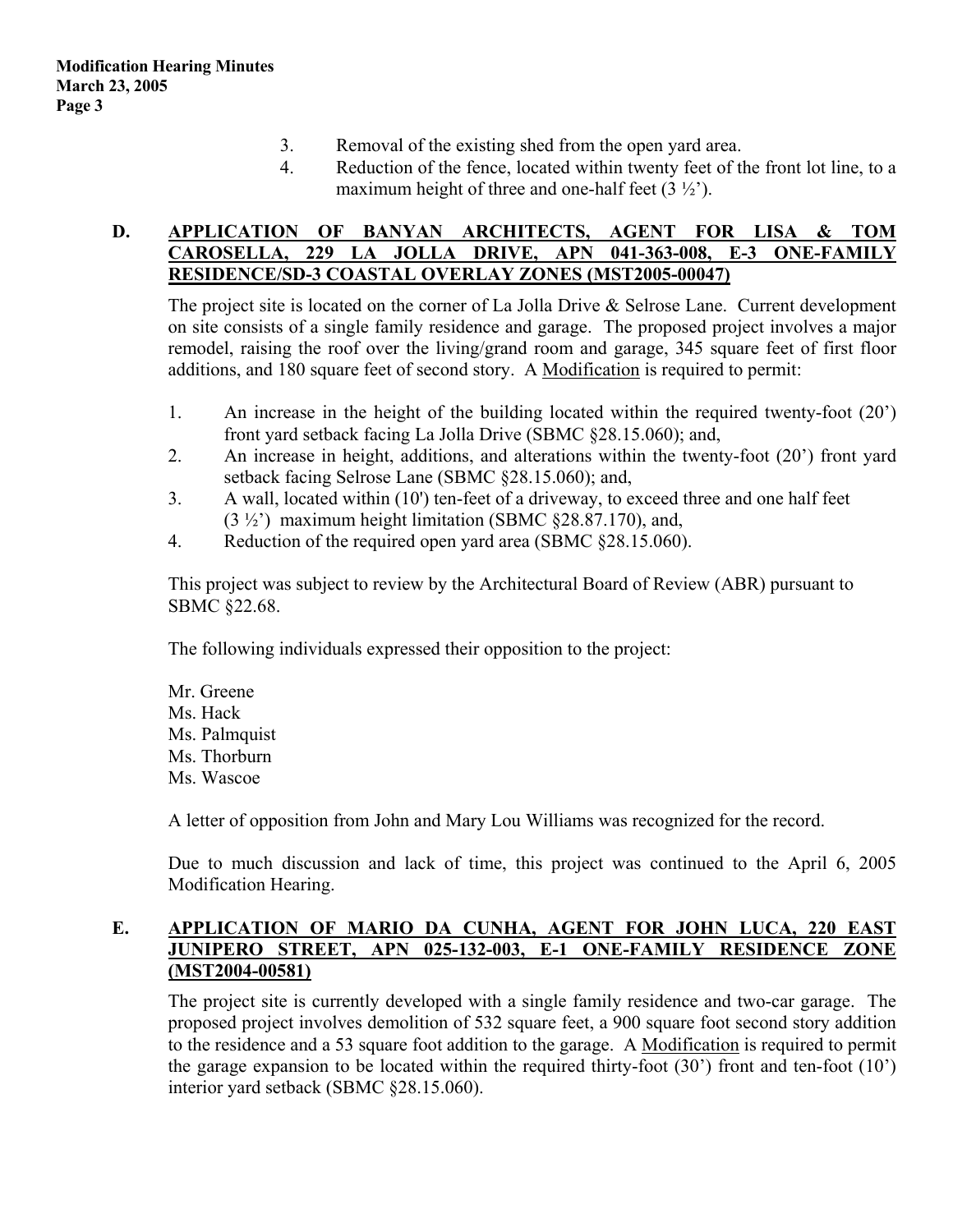3. Removal of the existing shed from the open yard area.
4. Reduction of the fence, located within twenty feet of the front lot line, to a maximum height of three and one-half feet (3 ½').

**D. <u>APPLICATION OF BANYAN ARCHITECTS, AGENT FOR LISA & TOM CAROSELLA, 229 LA JOLLA DRIVE, APN 041-363-008, E-3 ONE-FAMILY RESIDENCE/SD-3 COASTAL OVERLAY ZONES (MST2005-00047)</u>**

The project site is located on the corner of La Jolla Drive & Selrose Lane. Current development on site consists of a single family residence and garage. The proposed project involves a major remodel, raising the roof over the living/grand room and garage, 345 square feet of first floor additions, and 180 square feet of second story. A <u>Modification</u> is required to permit:

1. An increase in the height of the building located within the required twenty-foot (20') front yard setback facing La Jolla Drive (SBMC §28.15.060); and,
2. An increase in height, additions, and alterations within the twenty-foot (20') front yard setback facing Selrose Lane (SBMC §28.15.060); and,
3. A wall, located within (10') ten-feet of a driveway, to exceed three and one half feet (3 ½') maximum height limitation (SBMC §28.87.170), and,
4. Reduction of the required open yard area (SBMC §28.15.060).

This project was subject to review by the Architectural Board of Review (ABR) pursuant to SBMC §22.68.

The following individuals expressed their opposition to the project:

Mr. Greene
Ms. Hack
Ms. Palmquist
Ms. Thorburn
Ms. Wascoe

A letter of opposition from John and Mary Lou Williams was recognized for the record.

Due to much discussion and lack of time, this project was continued to the April 6, 2005 Modification Hearing.

**E. <u>APPLICATION OF MARIO DA CUNHA, AGENT FOR JOHN LUCA, 220 EAST JUNIPERO STREET, APN 025-132-003, E-1 ONE-FAMILY RESIDENCE ZONE (MST2004-00581)</u>**

The project site is currently developed with a single family residence and two-car garage. The proposed project involves demolition of 532 square feet, a 900 square foot second story addition to the residence and a 53 square foot addition to the garage. A <u>Modification</u> is required to permit the garage expansion to be located within the required thirty-foot (30') front and ten-foot (10') interior yard setback (SBMC §28.15.060).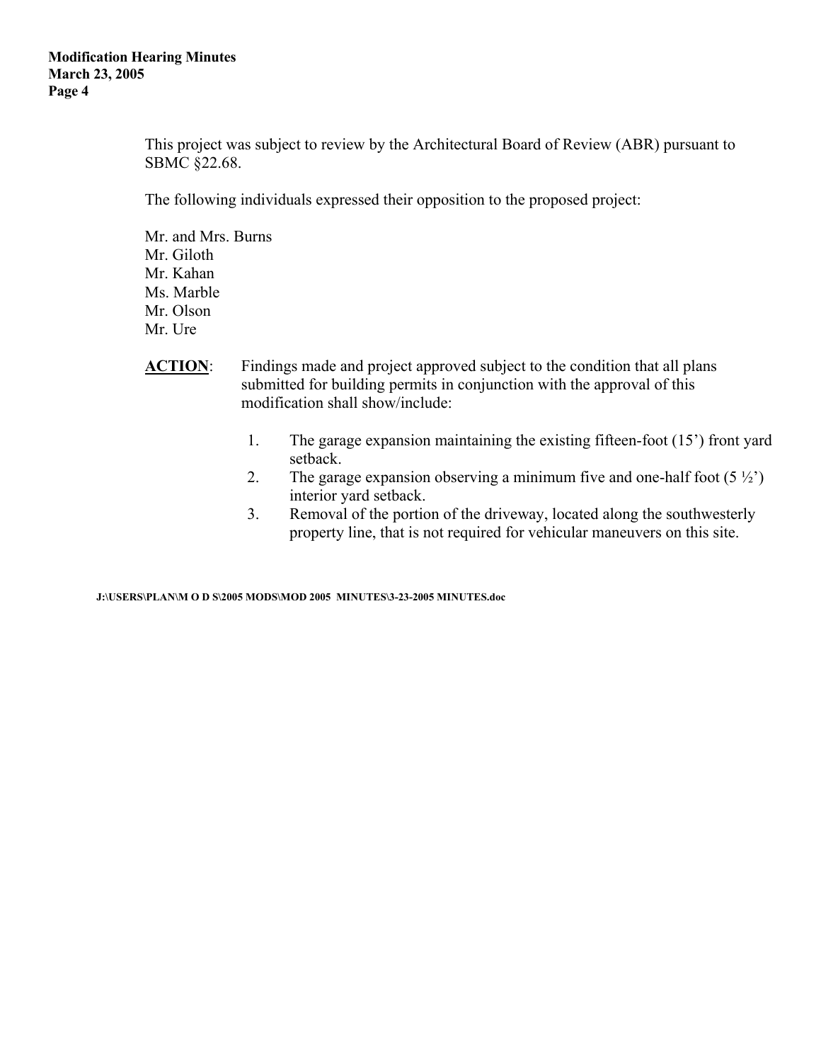This project was subject to review by the Architectural Board of Review (ABR) pursuant to SBMC §22.68.

The following individuals expressed their opposition to the proposed project:

Mr. and Mrs. Burns
Mr. Giloth
Mr. Kahan
Ms. Marble
Mr. Olson
Mr. Ure

**ACTION**: Findings made and project approved subject to the condition that all plans submitted for building permits in conjunction with the approval of this modification shall show/include:

1. The garage expansion maintaining the existing fifteen-foot (15') front yard setback.
2. The garage expansion observing a minimum five and one-half foot (5 ½') interior yard setback.
3. Removal of the portion of the driveway, located along the southwesterly property line, that is not required for vehicular maneuvers on this site.

J:\USERS\PLAN\M O D S\2005 MODS\MOD 2005 MINUTES\3-23-2005 MINUTES.doc